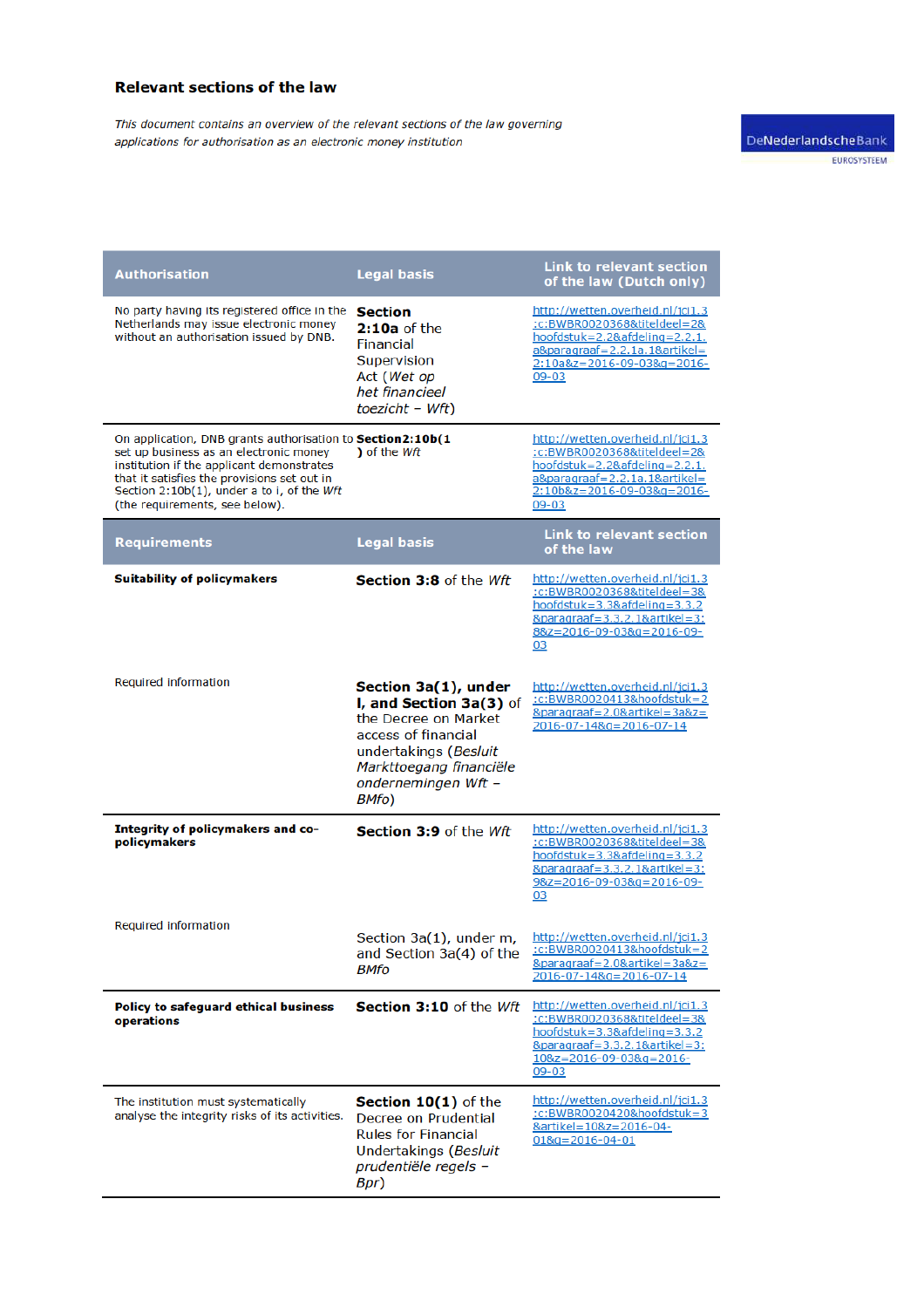## Relevant sections of the law

*This document contains an overview of the relevant sections of the law governing applications for authorisation as an electronic money institution*

DeNederlandscheBank
EUROSYSTEEM

| Authorisation | Legal basis | Link to relevant section of the law (Dutch only) |
|---|---|---|
| No party having its registered office in the Netherlands may issue electronic money without an authorisation issued by DNB. | **Section 2:10a** of the Financial Supervision Act (*Wet op het financieel toezicht – Wft*) | http://wetten.overheid.nl/jci1.3:c:BWBR0020368&titeldeel=2&hoofdstuk=2.2&afdeling=2.2.1.a&paragraaf=2.2.1a.1&artikel=2:10a&z=2016-09-03&g=2016-09-03 |
| On application, DNB grants authorisation to set up business as an electronic money institution if the applicant demonstrates that it satisfies the provisions set out in Section 2:10b(1), under a to i, of the *Wft* (the requirements, see below). | **Section2:10b(1)** of the *Wft* | http://wetten.overheid.nl/jci1.3:c:BWBR0020368&titeldeel=2&hoofdstuk=2.2&afdeling=2.2.1.a&paragraaf=2.2.1a.1&artikel=2:10b&z=2016-09-03&g=2016-09-03 |
| **Requirements** | **Legal basis** | **Link to relevant section of the law** |
| **Suitability of policymakers** | **Section 3:8** of the *Wft* | http://wetten.overheid.nl/jci1.3:c:BWBR0020368&titeldeel=3&hoofdstuk=3.3&afdeling=3.3.2&paragraaf=3.3.2.1&artikel=3:8&z=2016-09-03&g=2016-09-03 |
| Required information | **Section 3a(1), under l, and Section 3a(3)** of the Decree on Market access of financial undertakings (*Besluit Markttoegang financiële ondernemingen Wft – BMfo*) | http://wetten.overheid.nl/jci1.3:c:BWBR0020413&hoofdstuk=2&paragraaf=2.0&artikel=3a&z=2016-07-14&g=2016-07-14 |
| **Integrity of policymakers and co-policymakers** | **Section 3:9** of the *Wft* | http://wetten.overheid.nl/jci1.3:c:BWBR0020368&titeldeel=3&hoofdstuk=3.3&afdeling=3.3.2&paragraaf=3.3.2.1&artikel=3:9&z=2016-09-03&g=2016-09-03 |
| Required information | Section 3a(1), under m, and Section 3a(4) of the *BMfo* | http://wetten.overheid.nl/jci1.3:c:BWBR0020413&hoofdstuk=2&paragraaf=2.0&artikel=3a&z=2016-07-14&g=2016-07-14 |
| **Policy to safeguard ethical business operations** | **Section 3:10** of the *Wft* | http://wetten.overheid.nl/jci1.3:c:BWBR0020368&titeldeel=3&hoofdstuk=3.3&afdeling=3.3.2&paragraaf=3.3.2.1&artikel=3:10&z=2016-09-03&g=2016-09-03 |
| The institution must systematically analyse the integrity risks of its activities. | **Section 10(1)** of the Decree on Prudential Rules for Financial Undertakings (*Besluit prudentiële regels – Bpr*) | http://wetten.overheid.nl/jci1.3:c:BWBR0020420&hoofdstuk=3&artikel=10&z=2016-04-01&g=2016-04-01 |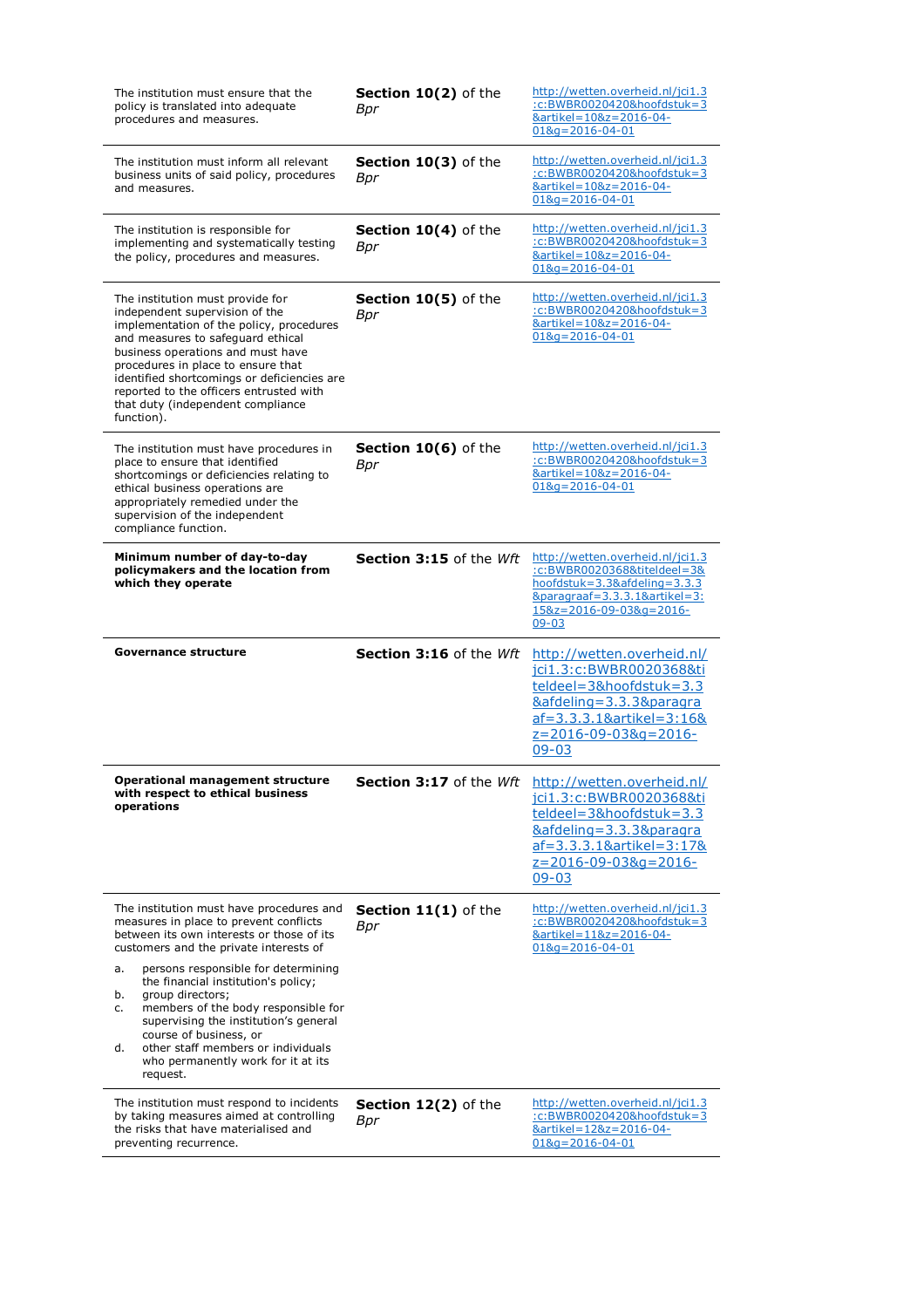| | | |
|---|---|---|
| The institution must ensure that the policy is translated into adequate procedures and measures. | **Section 10(2)** of the *Bpr* | http://wetten.overheid.nl/jci1.3:c:BWBR0020420&hoofdstuk=3&artikel=10&z=2016-04-01&g=2016-04-01 |
| The institution must inform all relevant business units of said policy, procedures and measures. | **Section 10(3)** of the *Bpr* | http://wetten.overheid.nl/jci1.3:c:BWBR0020420&hoofdstuk=3&artikel=10&z=2016-04-01&g=2016-04-01 |
| The institution is responsible for implementing and systematically testing the policy, procedures and measures. | **Section 10(4)** of the *Bpr* | http://wetten.overheid.nl/jci1.3:c:BWBR0020420&hoofdstuk=3&artikel=10&z=2016-04-01&g=2016-04-01 |
| The institution must provide for independent supervision of the implementation of the policy, procedures and measures to safeguard ethical business operations and must have procedures in place to ensure that identified shortcomings or deficiencies are reported to the officers entrusted with that duty (independent compliance function). | **Section 10(5)** of the *Bpr* | http://wetten.overheid.nl/jci1.3:c:BWBR0020420&hoofdstuk=3&artikel=10&z=2016-04-01&g=2016-04-01 |
| The institution must have procedures in place to ensure that identified shortcomings or deficiencies relating to ethical business operations are appropriately remedied under the supervision of the independent compliance function. | **Section 10(6)** of the *Bpr* | http://wetten.overheid.nl/jci1.3:c:BWBR0020420&hoofdstuk=3&artikel=10&z=2016-04-01&g=2016-04-01 |
| **Minimum number of day-to-day policymakers and the location from which they operate** | **Section 3:15** of the *Wft* | http://wetten.overheid.nl/jci1.3:c:BWBR0020368&titeldeel=3&hoofdstuk=3.3&afdeling=3.3.3&paragraaf=3.3.3.1&artikel=3:15&z=2016-09-03&g=2016-09-03 |
| **Governance structure** | **Section 3:16** of the *Wft* | http://wetten.overheid.nl/jci1.3:c:BWBR0020368&titeldeel=3&hoofdstuk=3.3&afdeling=3.3.3&paragraaf=3.3.3.1&artikel=3:16&z=2016-09-03&g=2016-09-03 |
| **Operational management structure with respect to ethical business operations** | **Section 3:17** of the *Wft* | http://wetten.overheid.nl/jci1.3:c:BWBR0020368&titeldeel=3&hoofdstuk=3.3&afdeling=3.3.3&paragraaf=3.3.3.1&artikel=3:17&z=2016-09-03&g=2016-09-03 |
| The institution must have procedures and measures in place to prevent conflicts between its own interests or those of its customers and the private interests of<br>a. persons responsible for determining the financial institution's policy;<br>b. group directors;<br>c. members of the body responsible for supervising the institution's general course of business, or<br>d. other staff members or individuals who permanently work for it at its request. | **Section 11(1)** of the *Bpr* | http://wetten.overheid.nl/jci1.3:c:BWBR0020420&hoofdstuk=3&artikel=11&z=2016-04-01&g=2016-04-01 |
| The institution must respond to incidents by taking measures aimed at controlling the risks that have materialised and preventing recurrence. | **Section 12(2)** of the *Bpr* | http://wetten.overheid.nl/jci1.3:c:BWBR0020420&hoofdstuk=3&artikel=12&z=2016-04-01&g=2016-04-01 |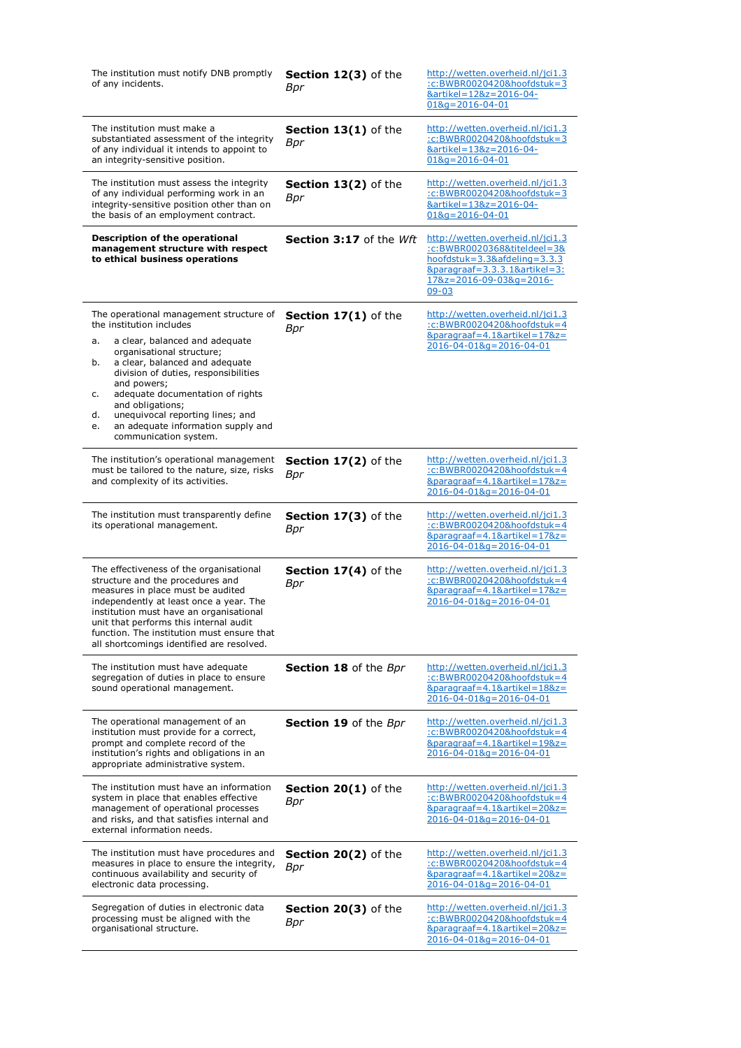| | | |
|---|---|---|
| The institution must notify DNB promptly of any incidents. | **Section 12(3)** of the *Bpr* | http://wetten.overheid.nl/jci1.3:c:BWBR0020420&hoofdstuk=3&artikel=12&z=2016-04-01&g=2016-04-01 |
| The institution must make a substantiated assessment of the integrity of any individual it intends to appoint to an integrity-sensitive position. | **Section 13(1)** of the *Bpr* | http://wetten.overheid.nl/jci1.3:c:BWBR0020420&hoofdstuk=3&artikel=13&z=2016-04-01&g=2016-04-01 |
| The institution must assess the integrity of any individual performing work in an integrity-sensitive position other than on the basis of an employment contract. | **Section 13(2)** of the *Bpr* | http://wetten.overheid.nl/jci1.3:c:BWBR0020420&hoofdstuk=3&artikel=13&z=2016-04-01&g=2016-04-01 |
| **Description of the operational management structure with respect to ethical business operations** | **Section 3:17** of the *Wft* | http://wetten.overheid.nl/jci1.3:c:BWBR0020368&titeldeel=3&hoofdstuk=3.3&afdeling=3.3.3&paragraaf=3.3.3.1&artikel=3:17&z=2016-09-03&g=2016-09-03 |
| The operational management structure of the institution includes<br>a. a clear, balanced and adequate organisational structure;<br>b. a clear, balanced and adequate division of duties, responsibilities and powers;<br>c. adequate documentation of rights and obligations;<br>d. unequivocal reporting lines; and<br>e. an adequate information supply and communication system. | **Section 17(1)** of the *Bpr* | http://wetten.overheid.nl/jci1.3:c:BWBR0020420&hoofdstuk=4&paragraaf=4.1&artikel=17&z=2016-04-01&g=2016-04-01 |
| The institution's operational management must be tailored to the nature, size, risks and complexity of its activities. | **Section 17(2)** of the *Bpr* | http://wetten.overheid.nl/jci1.3:c:BWBR0020420&hoofdstuk=4&paragraaf=4.1&artikel=17&z=2016-04-01&g=2016-04-01 |
| The institution must transparently define its operational management. | **Section 17(3)** of the *Bpr* | http://wetten.overheid.nl/jci1.3:c:BWBR0020420&hoofdstuk=4&paragraaf=4.1&artikel=17&z=2016-04-01&g=2016-04-01 |
| The effectiveness of the organisational structure and the procedures and measures in place must be audited independently at least once a year. The institution must have an organisational unit that performs this internal audit function. The institution must ensure that all shortcomings identified are resolved. | **Section 17(4)** of the *Bpr* | http://wetten.overheid.nl/jci1.3:c:BWBR0020420&hoofdstuk=4&paragraaf=4.1&artikel=17&z=2016-04-01&g=2016-04-01 |
| The institution must have adequate segregation of duties in place to ensure sound operational management. | **Section 18** of the *Bpr* | http://wetten.overheid.nl/jci1.3:c:BWBR0020420&hoofdstuk=4&paragraaf=4.1&artikel=18&z=2016-04-01&g=2016-04-01 |
| The operational management of an institution must provide for a correct, prompt and complete record of the institution's rights and obligations in an appropriate administrative system. | **Section 19** of the *Bpr* | http://wetten.overheid.nl/jci1.3:c:BWBR0020420&hoofdstuk=4&paragraaf=4.1&artikel=19&z=2016-04-01&g=2016-04-01 |
| The institution must have an information system in place that enables effective management of operational processes and risks, and that satisfies internal and external information needs. | **Section 20(1)** of the *Bpr* | http://wetten.overheid.nl/jci1.3:c:BWBR0020420&hoofdstuk=4&paragraaf=4.1&artikel=20&z=2016-04-01&g=2016-04-01 |
| The institution must have procedures and measures in place to ensure the integrity, continuous availability and security of electronic data processing. | **Section 20(2)** of the *Bpr* | http://wetten.overheid.nl/jci1.3:c:BWBR0020420&hoofdstuk=4&paragraaf=4.1&artikel=20&z=2016-04-01&g=2016-04-01 |
| Segregation of duties in electronic data processing must be aligned with the organisational structure. | **Section 20(3)** of the *Bpr* | http://wetten.overheid.nl/jci1.3:c:BWBR0020420&hoofdstuk=4&paragraaf=4.1&artikel=20&z=2016-04-01&g=2016-04-01 |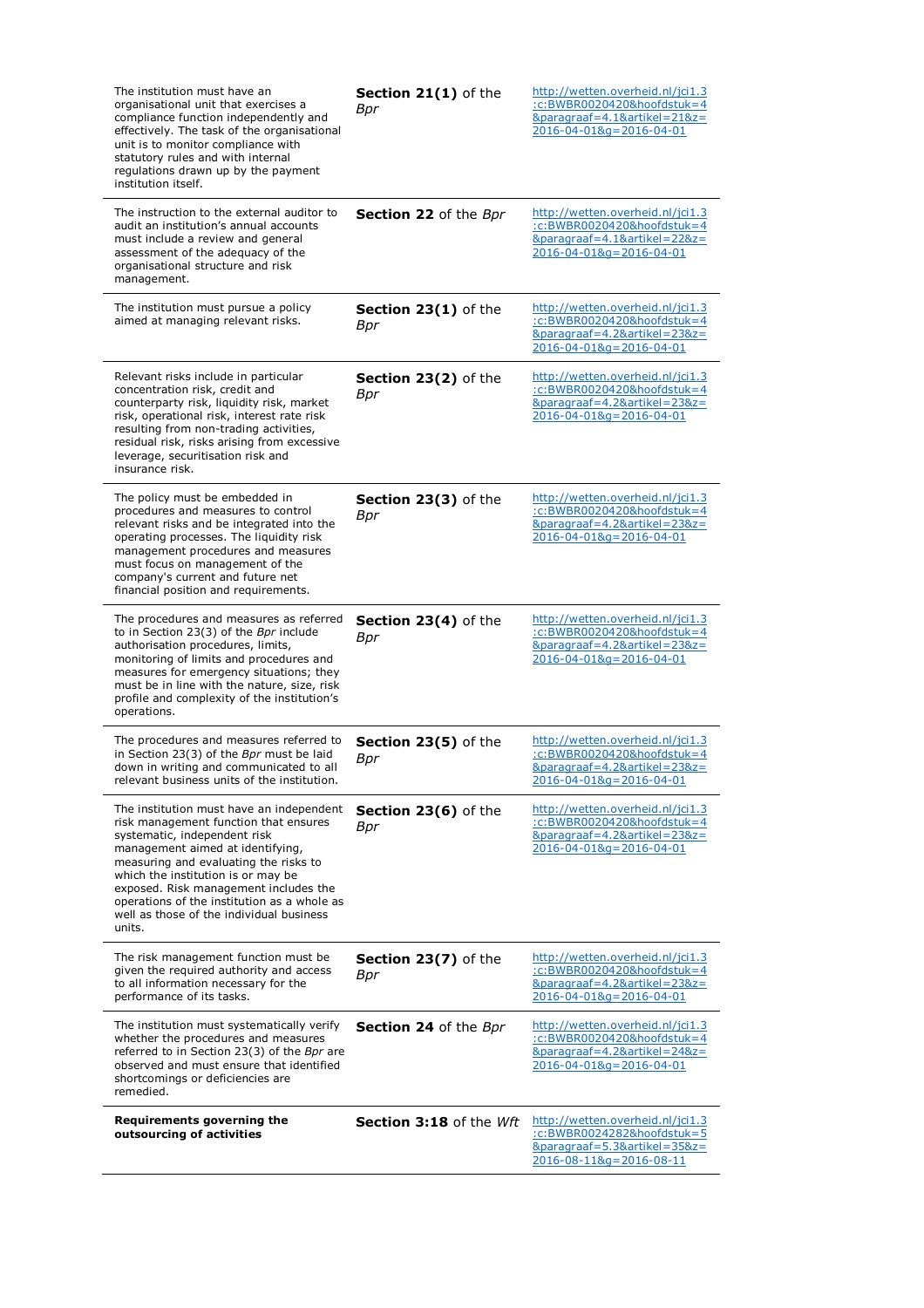| | | |
|---|---|---|
| The institution must have an organisational unit that exercises a compliance function independently and effectively. The task of the organisational unit is to monitor compliance with statutory rules and with internal regulations drawn up by the payment institution itself. | **Section 21(1)** of the *Bpr* | http://wetten.overheid.nl/jci1.3:c:BWBR0020420&hoofdstuk=4&paragraaf=4.1&artikel=21&z=2016-04-01&g=2016-04-01 |
| The instruction to the external auditor to audit an institution's annual accounts must include a review and general assessment of the adequacy of the organisational structure and risk management. | **Section 22** of the *Bpr* | http://wetten.overheid.nl/jci1.3:c:BWBR0020420&hoofdstuk=4&paragraaf=4.1&artikel=22&z=2016-04-01&g=2016-04-01 |
| The institution must pursue a policy aimed at managing relevant risks. | **Section 23(1)** of the *Bpr* | http://wetten.overheid.nl/jci1.3:c:BWBR0020420&hoofdstuk=4&paragraaf=4.2&artikel=23&z=2016-04-01&g=2016-04-01 |
| Relevant risks include in particular concentration risk, credit and counterparty risk, liquidity risk, market risk, operational risk, interest rate risk resulting from non-trading activities, residual risk, risks arising from excessive leverage, securitisation risk and insurance risk. | **Section 23(2)** of the *Bpr* | http://wetten.overheid.nl/jci1.3:c:BWBR0020420&hoofdstuk=4&paragraaf=4.2&artikel=23&z=2016-04-01&g=2016-04-01 |
| The policy must be embedded in procedures and measures to control relevant risks and be integrated into the operating processes. The liquidity risk management procedures and measures must focus on management of the company's current and future net financial position and requirements. | **Section 23(3)** of the *Bpr* | http://wetten.overheid.nl/jci1.3:c:BWBR0020420&hoofdstuk=4&paragraaf=4.2&artikel=23&z=2016-04-01&g=2016-04-01 |
| The procedures and measures as referred to in Section 23(3) of the *Bpr* include authorisation procedures, limits, monitoring of limits and procedures and measures for emergency situations; they must be in line with the nature, size, risk profile and complexity of the institution's operations. | **Section 23(4)** of the *Bpr* | http://wetten.overheid.nl/jci1.3:c:BWBR0020420&hoofdstuk=4&paragraaf=4.2&artikel=23&z=2016-04-01&g=2016-04-01 |
| The procedures and measures referred to in Section 23(3) of the *Bpr* must be laid down in writing and communicated to all relevant business units of the institution. | **Section 23(5)** of the *Bpr* | http://wetten.overheid.nl/jci1.3:c:BWBR0020420&hoofdstuk=4&paragraaf=4.2&artikel=23&z=2016-04-01&g=2016-04-01 |
| The institution must have an independent risk management function that ensures systematic, independent risk management aimed at identifying, measuring and evaluating the risks to which the institution is or may be exposed. Risk management includes the operations of the institution as a whole as well as those of the individual business units. | **Section 23(6)** of the *Bpr* | http://wetten.overheid.nl/jci1.3:c:BWBR0020420&hoofdstuk=4&paragraaf=4.2&artikel=23&z=2016-04-01&g=2016-04-01 |
| The risk management function must be given the required authority and access to all information necessary for the performance of its tasks. | **Section 23(7)** of the *Bpr* | http://wetten.overheid.nl/jci1.3:c:BWBR0020420&hoofdstuk=4&paragraaf=4.2&artikel=23&z=2016-04-01&g=2016-04-01 |
| The institution must systematically verify whether the procedures and measures referred to in Section 23(3) of the *Bpr* are observed and must ensure that identified shortcomings or deficiencies are remedied. | **Section 24** of the *Bpr* | http://wetten.overheid.nl/jci1.3:c:BWBR0020420&hoofdstuk=4&paragraaf=4.2&artikel=24&z=2016-04-01&g=2016-04-01 |
| **Requirements governing the outsourcing of activities** | **Section 3:18** of the *Wft* | http://wetten.overheid.nl/jci1.3:c:BWBR0024282&hoofdstuk=5&paragraaf=5.3&artikel=35&z=2016-08-11&g=2016-08-11 |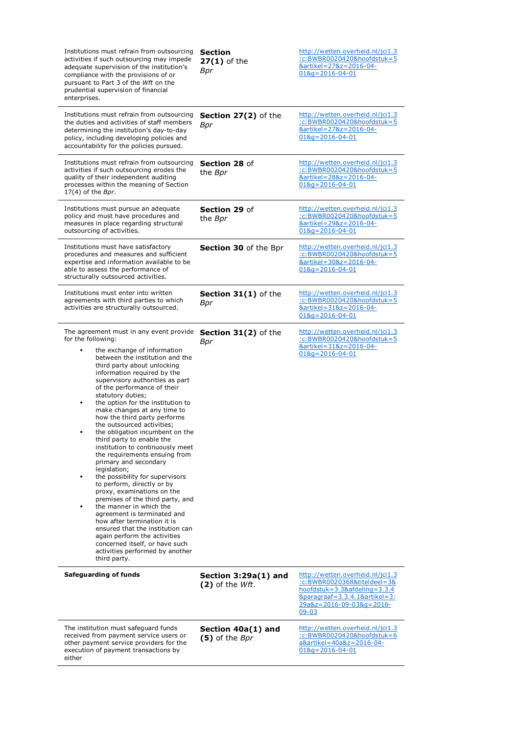| | | |
|---|---|---|
| Institutions must refrain from outsourcing activities if such outsourcing may impede adequate supervision of the institution's compliance with the provisions of or pursuant to Part 3 of the *Wft* on the prudential supervision of financial enterprises. | **Section 27(1)** of the *Bpr* | http://wetten.overheid.nl/jci1.3:c:BWBR0020420&hoofdstuk=5&artikel=27&z=2016-04-01&g=2016-04-01 |
| Institutions must refrain from outsourcing the duties and activities of staff members determining the institution's day-to-day policy, including developing policies and accountability for the policies pursued. | **Section 27(2)** of the *Bpr* | http://wetten.overheid.nl/jci1.3:c:BWBR0020420&hoofdstuk=5&artikel=27&z=2016-04-01&g=2016-04-01 |
| Institutions must refrain from outsourcing activities if such outsourcing erodes the quality of their independent auditing processes within the meaning of Section 17(4) of the *Bpr*. | **Section 28** of the *Bpr* | http://wetten.overheid.nl/jci1.3:c:BWBR0020420&hoofdstuk=5&artikel=28&z=2016-04-01&g=2016-04-01 |
| Institutions must pursue an adequate policy and must have procedures and measures in place regarding structural outsourcing of activities. | **Section 29** of the *Bpr* | http://wetten.overheid.nl/jci1.3:c:BWBR0020420&hoofdstuk=5&artikel=29&z=2016-04-01&g=2016-04-01 |
| Institutions must have satisfactory procedures and measures and sufficient expertise and information available to be able to assess the performance of structurally outsourced activities. | **Section 30** of the Bpr | http://wetten.overheid.nl/jci1.3:c:BWBR0020420&hoofdstuk=5&artikel=30&z=2016-04-01&g=2016-04-01 |
| Institutions must enter into written agreements with third parties to which activities are structurally outsourced. | **Section 31(1)** of the *Bpr* | http://wetten.overheid.nl/jci1.3:c:BWBR0020420&hoofdstuk=5&artikel=31&z=2016-04-01&g=2016-04-01 |
| The agreement must in any event provide for the following:<br>▪ the exchange of information between the institution and the third party about unlocking information required by the supervisory authorities as part of the performance of their statutory duties;<br>▪ the option for the institution to make changes at any time to how the third party performs the outsourced activities;<br>▪ the obligation incumbent on the third party to enable the institution to continuously meet the requirements ensuing from primary and secondary legislation;<br>▪ the possibility for supervisors to perform, directly or by proxy, examinations on the premises of the third party, and<br>▪ the manner in which the agreement is terminated and how after termination it is ensured that the institution can again perform the activities concerned itself, or have such activities performed by another third party. | **Section 31(2)** of the *Bpr* | http://wetten.overheid.nl/jci1.3:c:BWBR0020420&hoofdstuk=5&artikel=31&z=2016-04-01&g=2016-04-01 |
| **Safeguarding of funds** | **Section 3:29a(1) and (2)** of the *Wft*. | http://wetten.overheid.nl/jci1.3:c:BWBR0020368&titeldeel=3&hoofdstuk=3.3&afdeling=3.3.4&paragraaf=3.3.4.1&artikel=3:29a&z=2016-09-03&g=2016-09-03 |
| The institution must safeguard funds received from payment service users or other payment service providers for the execution of payment transactions by either | **Section 40a(1) and (5)** of the *Bpr* | http://wetten.overheid.nl/jci1.3:c:BWBR0020420&hoofdstuk=6a&artikel=40a&z=2016-04-01&g=2016-04-01 |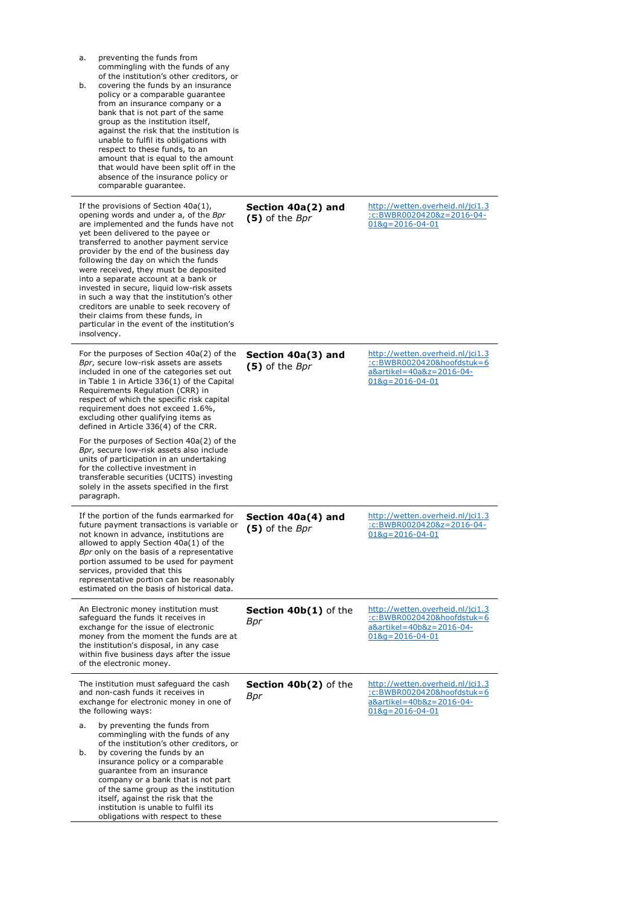| | | |
|---|---|---|
| a. preventing the funds from commingling with the funds of any of the institution's other creditors, or<br>b. covering the funds by an insurance policy or a comparable guarantee from an insurance company or a bank that is not part of the same group as the institution itself, against the risk that the institution is unable to fulfil its obligations with respect to these funds, to an amount that is equal to the amount that would have been split off in the absence of the insurance policy or comparable guarantee. | | |
| If the provisions of Section 40a(1), opening words and under a, of the *Bpr* are implemented and the funds have not yet been delivered to the payee or transferred to another payment service provider by the end of the business day following the day on which the funds were received, they must be deposited into a separate account at a bank or invested in secure, liquid low-risk assets in such a way that the institution's other creditors are unable to seek recovery of their claims from these funds, in particular in the event of the institution's insolvency. | **Section 40a(2) and (5)** of the *Bpr* | http://wetten.overheid.nl/jci1.3:c:BWBR0020420&z=2016-04-01&g=2016-04-01 |
| For the purposes of Section 40a(2) of the *Bpr*, secure low-risk assets are assets included in one of the categories set out in Table 1 in Article 336(1) of the Capital Requirements Regulation (CRR) in respect of which the specific risk capital requirement does not exceed 1.6%, excluding other qualifying items as defined in Article 336(4) of the CRR.<br><br>For the purposes of Section 40a(2) of the *Bpr*, secure low-risk assets also include units of participation in an undertaking for the collective investment in transferable securities (UCITS) investing solely in the assets specified in the first paragraph. | **Section 40a(3) and (5)** of the *Bpr* | http://wetten.overheid.nl/jci1.3:c:BWBR0020420&hoofdstuk=6a&artikel=40a&z=2016-04-01&g=2016-04-01 |
| If the portion of the funds earmarked for future payment transactions is variable or not known in advance, institutions are allowed to apply Section 40a(1) of the *Bpr* only on the basis of a representative portion assumed to be used for payment services, provided that this representative portion can be reasonably estimated on the basis of historical data. | **Section 40a(4) and (5)** of the *Bpr* | http://wetten.overheid.nl/jci1.3:c:BWBR0020420&z=2016-04-01&g=2016-04-01 |
| An Electronic money institution must safeguard the funds it receives in exchange for the issue of electronic money from the moment the funds are at the institution's disposal, in any case within five business days after the issue of the electronic money. | **Section 40b(1)** of the *Bpr* | http://wetten.overheid.nl/jci1.3:c:BWBR0020420&hoofdstuk=6a&artikel=40b&z=2016-04-01&g=2016-04-01 |
| The institution must safeguard the cash and non-cash funds it receives in exchange for electronic money in one of the following ways:<br><br>a. by preventing the funds from commingling with the funds of any of the institution's other creditors, or<br>b. by covering the funds by an insurance policy or a comparable guarantee from an insurance company or a bank that is not part of the same group as the institution itself, against the risk that the institution is unable to fulfil its obligations with respect to these | **Section 40b(2)** of the *Bpr* | http://wetten.overheid.nl/jci1.3:c:BWBR0020420&hoofdstuk=6a&artikel=40b&z=2016-04-01&g=2016-04-01 |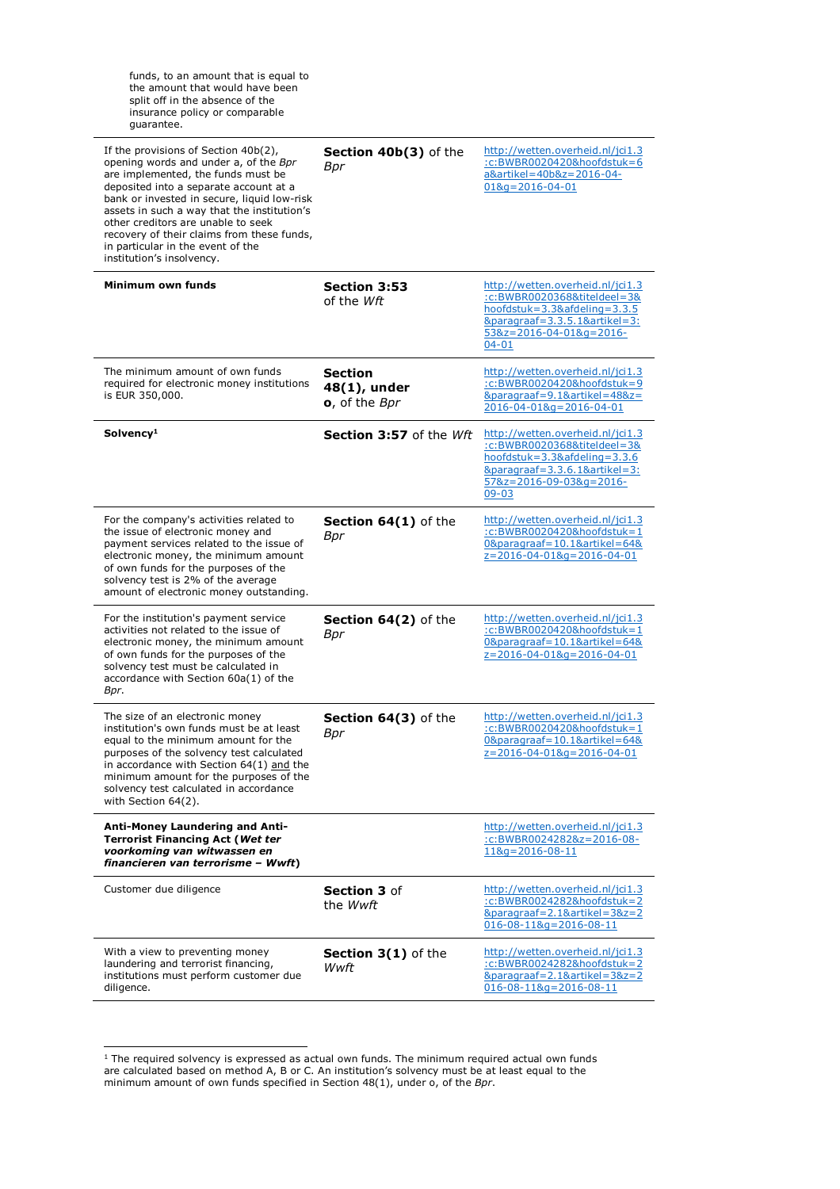| | | |
|---|---|---|
| funds, to an amount that is equal to the amount that would have been split off in the absence of the insurance policy or comparable guarantee. | | |
| If the provisions of Section 40b(2), opening words and under a, of the *Bpr* are implemented, the funds must be deposited into a separate account at a bank or invested in secure, liquid low-risk assets in such a way that the institution's other creditors are unable to seek recovery of their claims from these funds, in particular in the event of the institution's insolvency. | **Section 40b(3)** of the *Bpr* | http://wetten.overheid.nl/jci1.3:c:BWBR0020420&hoofdstuk=6a&artikel=40b&z=2016-04-01&g=2016-04-01 |
| **Minimum own funds** | **Section 3:53** of the *Wft* | http://wetten.overheid.nl/jci1.3:c:BWBR0020368&titeldeel=3&hoofdstuk=3.3&afdeling=3.3.5&paragraaf=3.3.5.1&artikel=3:53&z=2016-04-01&g=2016-04-01 |
| The minimum amount of own funds required for electronic money institutions is EUR 350,000. | **Section 48(1), under o**, of the *Bpr* | http://wetten.overheid.nl/jci1.3:c:BWBR0020420&hoofdstuk=9&paragraaf=9.1&artikel=48&z=2016-04-01&g=2016-04-01 |
| **Solvency**[1] | **Section 3:57** of the *Wft* | http://wetten.overheid.nl/jci1.3:c:BWBR0020368&titeldeel=3&hoofdstuk=3.3&afdeling=3.3.6&paragraaf=3.3.6.1&artikel=3:57&z=2016-09-03&g=2016-09-03 |
| For the company's activities related to the issue of electronic money and payment services related to the issue of electronic money, the minimum amount of own funds for the purposes of the solvency test is 2% of the average amount of electronic money outstanding. | **Section 64(1)** of the *Bpr* | http://wetten.overheid.nl/jci1.3:c:BWBR0020420&hoofdstuk=10&paragraaf=10.1&artikel=64&z=2016-04-01&g=2016-04-01 |
| For the institution's payment service activities not related to the issue of electronic money, the minimum amount of own funds for the purposes of the solvency test must be calculated in accordance with Section 60a(1) of the *Bpr*. | **Section 64(2)** of the *Bpr* | http://wetten.overheid.nl/jci1.3:c:BWBR0020420&hoofdstuk=10&paragraaf=10.1&artikel=64&z=2016-04-01&g=2016-04-01 |
| The size of an electronic money institution's own funds must be at least equal to the minimum amount for the purposes of the solvency test calculated in accordance with Section 64(1) and the minimum amount for the purposes of the solvency test calculated in accordance with Section 64(2). | **Section 64(3)** of the *Bpr* | http://wetten.overheid.nl/jci1.3:c:BWBR0020420&hoofdstuk=10&paragraaf=10.1&artikel=64&z=2016-04-01&g=2016-04-01 |
| **Anti-Money Laundering and Anti-Terrorist Financing Act (*Wet ter voorkoming van witwassen en financieren van terrorisme – Wwft*)** | | http://wetten.overheid.nl/jci1.3:c:BWBR0024282&z=2016-08-11&g=2016-08-11 |
| Customer due diligence | **Section 3** of the *Wwft* | http://wetten.overheid.nl/jci1.3:c:BWBR0024282&hoofdstuk=2&paragraaf=2.1&artikel=3&z=2016-08-11&g=2016-08-11 |
| With a view to preventing money laundering and terrorist financing, institutions must perform customer due diligence. | **Section 3(1)** of the *Wwft* | http://wetten.overheid.nl/jci1.3:c:BWBR0024282&hoofdstuk=2&paragraaf=2.1&artikel=3&z=2016-08-11&g=2016-08-11 |

[1] The required solvency is expressed as actual own funds. The minimum required actual own funds are calculated based on method A, B or C. An institution's solvency must be at least equal to the minimum amount of own funds specified in Section 48(1), under o, of the *Bpr*.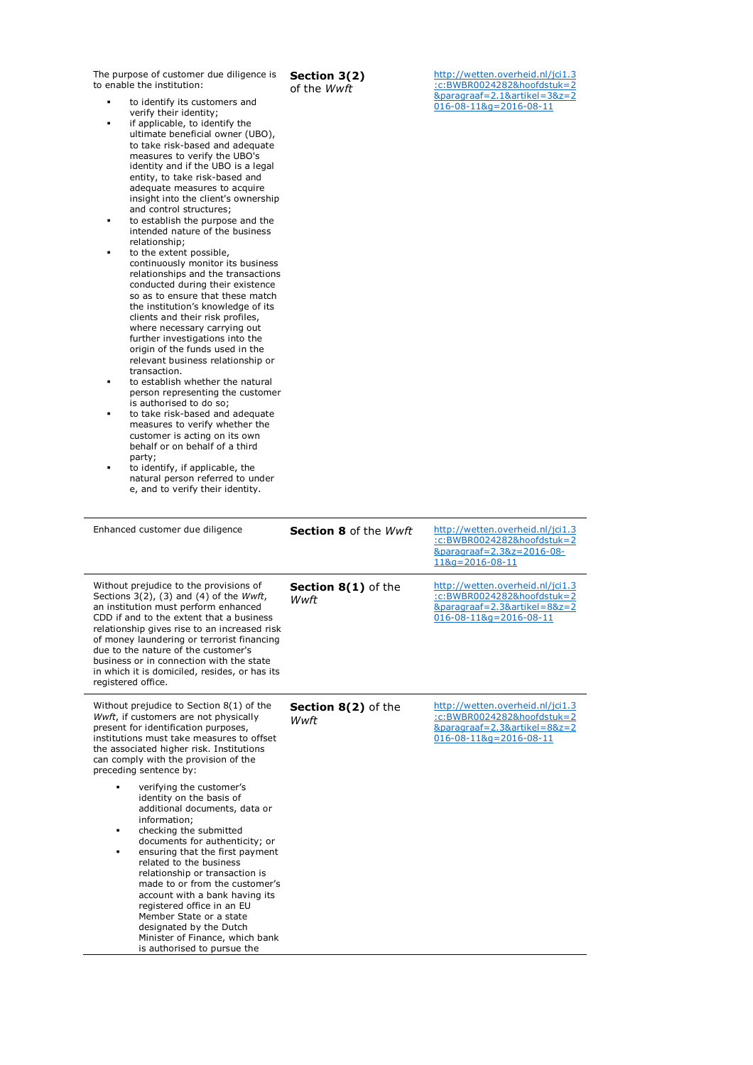| | | |
|---|---|---|
| The purpose of customer due diligence is to enable the institution:<br>▪ to identify its customers and verify their identity;<br>▪ if applicable, to identify the ultimate beneficial owner (UBO), to take risk-based and adequate measures to verify the UBO's identity and if the UBO is a legal entity, to take risk-based and adequate measures to acquire insight into the client's ownership and control structures;<br>▪ to establish the purpose and the intended nature of the business relationship;<br>▪ to the extent possible, continuously monitor its business relationships and the transactions conducted during their existence so as to ensure that these match the institution's knowledge of its clients and their risk profiles, where necessary carrying out further investigations into the origin of the funds used in the relevant business relationship or transaction.<br>▪ to establish whether the natural person representing the customer is authorised to do so;<br>▪ to take risk-based and adequate measures to verify whether the customer is acting on its own behalf or on behalf of a third party;<br>▪ to identify, if applicable, the natural person referred to under e, and to verify their identity. | **Section 3(2)** of the *Wwft* | http://wetten.overheid.nl/jci1.3:c:BWBR0024282&hoofdstuk=2&paragraaf=2.1&artikel=3&z=2016-08-11&g=2016-08-11 |
| Enhanced customer due diligence | **Section 8** of the *Wwft* | http://wetten.overheid.nl/jci1.3:c:BWBR0024282&hoofdstuk=2&paragraaf=2.3&z=2016-08-11&g=2016-08-11 |
| Without prejudice to the provisions of Sections 3(2), (3) and (4) of the *Wwft*, an institution must perform enhanced CDD if and to the extent that a business relationship gives rise to an increased risk of money laundering or terrorist financing due to the nature of the customer's business or in connection with the state in which it is domiciled, resides, or has its registered office. | **Section 8(1)** of the *Wwft* | http://wetten.overheid.nl/jci1.3:c:BWBR0024282&hoofdstuk=2&paragraaf=2.3&artikel=8&z=2016-08-11&g=2016-08-11 |
| Without prejudice to Section 8(1) of the *Wwft*, if customers are not physically present for identification purposes, institutions must take measures to offset the associated higher risk. Institutions can comply with the provision of the preceding sentence by:<br>▪ verifying the customer's identity on the basis of additional documents, data or information;<br>▪ checking the submitted documents for authenticity; or<br>▪ ensuring that the first payment related to the business relationship or transaction is made to or from the customer's account with a bank having its registered office in an EU Member State or a state designated by the Dutch Minister of Finance, which bank is authorised to pursue the | **Section 8(2)** of the *Wwft* | http://wetten.overheid.nl/jci1.3:c:BWBR0024282&hoofdstuk=2&paragraaf=2.3&artikel=8&z=2016-08-11&g=2016-08-11 |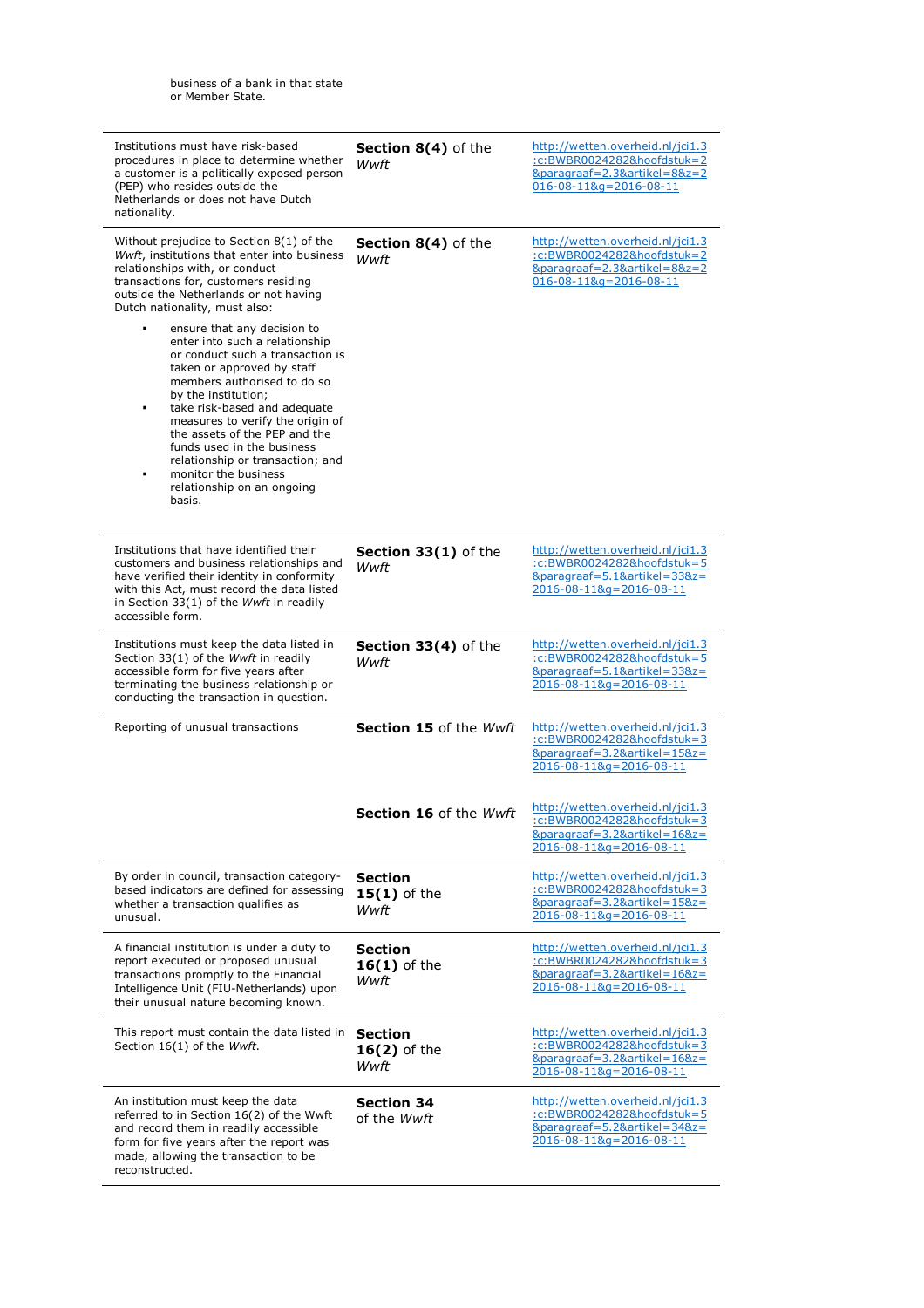business of a bank in that state or Member State.

| | | |
|---|---|---|
| Institutions must have risk-based procedures in place to determine whether a customer is a politically exposed person (PEP) who resides outside the Netherlands or does not have Dutch nationality. | **Section 8(4)** of the *Wwft* | http://wetten.overheid.nl/jci1.3:c:BWBR0024282&hoofdstuk=2&paragraaf=2.3&artikel=8&z=2016-08-11&g=2016-08-11 |
| Without prejudice to Section 8(1) of the *Wwft*, institutions that enter into business relationships with, or conduct transactions for, customers residing outside the Netherlands or not having Dutch nationality, must also:<br>▪ ensure that any decision to enter into such a relationship or conduct such a transaction is taken or approved by staff members authorised to do so by the institution;<br>▪ take risk-based and adequate measures to verify the origin of the assets of the PEP and the funds used in the business relationship or transaction; and<br>▪ monitor the business relationship on an ongoing basis. | **Section 8(4)** of the *Wwft* | http://wetten.overheid.nl/jci1.3:c:BWBR0024282&hoofdstuk=2&paragraaf=2.3&artikel=8&z=2016-08-11&g=2016-08-11 |
| Institutions that have identified their customers and business relationships and have verified their identity in conformity with this Act, must record the data listed in Section 33(1) of the *Wwft* in readily accessible form. | **Section 33(1)** of the *Wwft* | http://wetten.overheid.nl/jci1.3:c:BWBR0024282&hoofdstuk=5&paragraaf=5.1&artikel=33&z=2016-08-11&g=2016-08-11 |
| Institutions must keep the data listed in Section 33(1) of the *Wwft* in readily accessible form for five years after terminating the business relationship or conducting the transaction in question. | **Section 33(4)** of the *Wwft* | http://wetten.overheid.nl/jci1.3:c:BWBR0024282&hoofdstuk=5&paragraaf=5.1&artikel=33&z=2016-08-11&g=2016-08-11 |
| Reporting of unusual transactions | **Section 15** of the *Wwft* | http://wetten.overheid.nl/jci1.3:c:BWBR0024282&hoofdstuk=3&paragraaf=3.2&artikel=15&z=2016-08-11&g=2016-08-11 |
| | **Section 16** of the *Wwft* | http://wetten.overheid.nl/jci1.3:c:BWBR0024282&hoofdstuk=3&paragraaf=3.2&artikel=16&z=2016-08-11&g=2016-08-11 |
| By order in council, transaction category-based indicators are defined for assessing whether a transaction qualifies as unusual. | **Section 15(1)** of the *Wwft* | http://wetten.overheid.nl/jci1.3:c:BWBR0024282&hoofdstuk=3&paragraaf=3.2&artikel=15&z=2016-08-11&g=2016-08-11 |
| A financial institution is under a duty to report executed or proposed unusual transactions promptly to the Financial Intelligence Unit (FIU-Netherlands) upon their unusual nature becoming known. | **Section 16(1)** of the *Wwft* | http://wetten.overheid.nl/jci1.3:c:BWBR0024282&hoofdstuk=3&paragraaf=3.2&artikel=16&z=2016-08-11&g=2016-08-11 |
| This report must contain the data listed in Section 16(1) of the *Wwft*. | **Section 16(2)** of the *Wwft* | http://wetten.overheid.nl/jci1.3:c:BWBR0024282&hoofdstuk=3&paragraaf=3.2&artikel=16&z=2016-08-11&g=2016-08-11 |
| An institution must keep the data referred to in Section 16(2) of the Wwft and record them in readily accessible form for five years after the report was made, allowing the transaction to be reconstructed. | **Section 34** of the *Wwft* | http://wetten.overheid.nl/jci1.3:c:BWBR0024282&hoofdstuk=5&paragraaf=5.2&artikel=34&z=2016-08-11&g=2016-08-11 |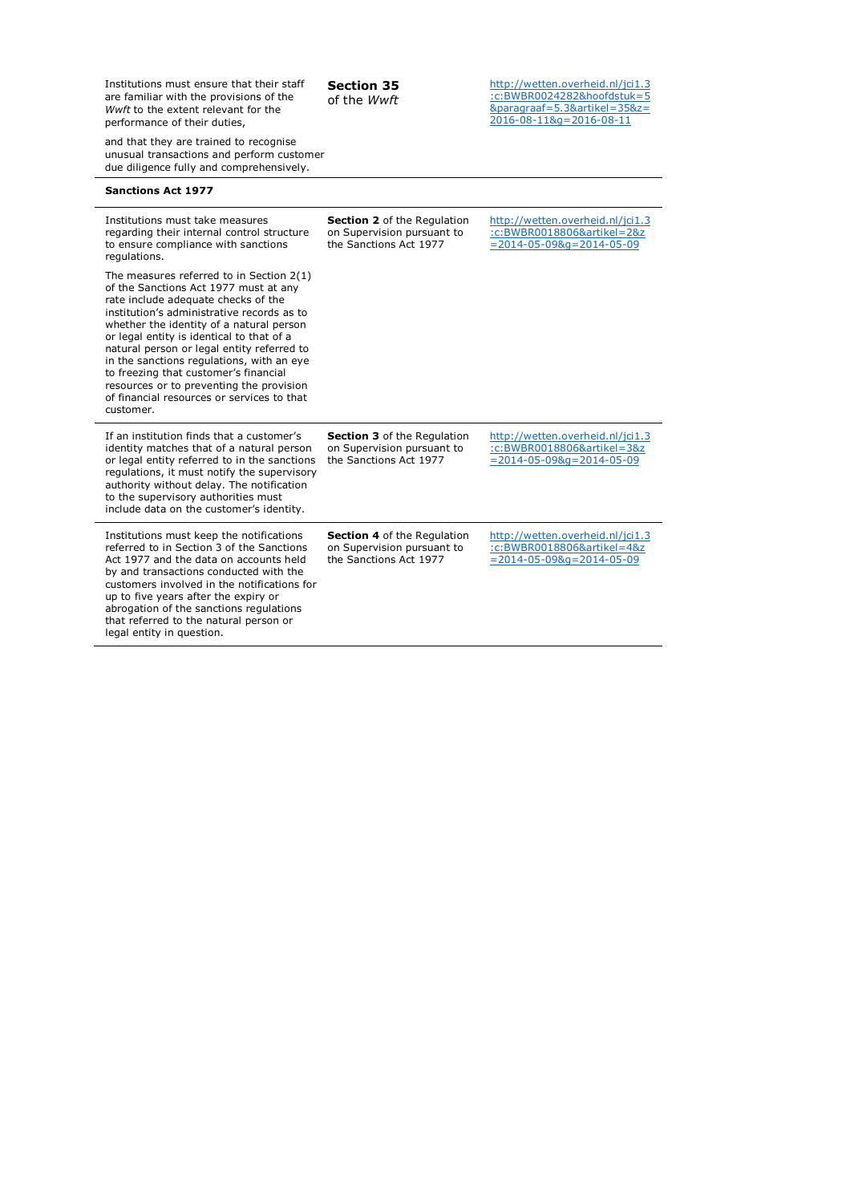| | | |
|---|---|---|
| Institutions must ensure that their staff are familiar with the provisions of the *Wwft* to the extent relevant for the performance of their duties,<br><br>and that they are trained to recognise unusual transactions and perform customer due diligence fully and comprehensively. | **Section 35** of the *Wwft* | http://wetten.overheid.nl/jci1.3:c:BWBR0024282&hoofdstuk=5&paragraaf=5.3&artikel=35&z=2016-08-11&g=2016-08-11 |
| **Sanctions Act 1977** | | |
| Institutions must take measures regarding their internal control structure to ensure compliance with sanctions regulations.<br><br>The measures referred to in Section 2(1) of the Sanctions Act 1977 must at any rate include adequate checks of the institution's administrative records as to whether the identity of a natural person or legal entity is identical to that of a natural person or legal entity referred to in the sanctions regulations, with an eye to freezing that customer's financial resources or to preventing the provision of financial resources or services to that customer. | **Section 2** of the Regulation on Supervision pursuant to the Sanctions Act 1977 | http://wetten.overheid.nl/jci1.3:c:BWBR0018806&artikel=2&z=2014-05-09&g=2014-05-09 |
| If an institution finds that a customer's identity matches that of a natural person or legal entity referred to in the sanctions regulations, it must notify the supervisory authority without delay. The notification to the supervisory authorities must include data on the customer's identity. | **Section 3** of the Regulation on Supervision pursuant to the Sanctions Act 1977 | http://wetten.overheid.nl/jci1.3:c:BWBR0018806&artikel=3&z=2014-05-09&g=2014-05-09 |
| Institutions must keep the notifications referred to in Section 3 of the Sanctions Act 1977 and the data on accounts held by and transactions conducted with the customers involved in the notifications for up to five years after the expiry or abrogation of the sanctions regulations that referred to the natural person or legal entity in question. | **Section 4** of the Regulation on Supervision pursuant to the Sanctions Act 1977 | http://wetten.overheid.nl/jci1.3:c:BWBR0018806&artikel=4&z=2014-05-09&g=2014-05-09 |